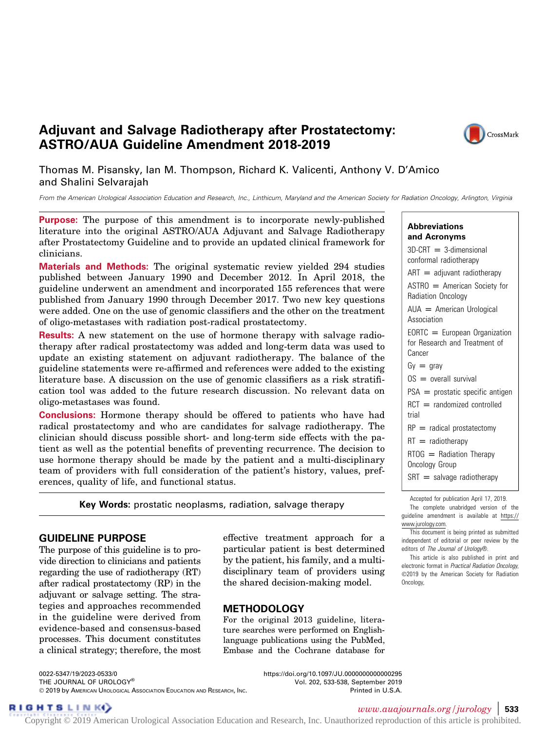# Adjuvant and Salvage Radiotherapy after Prostatectomy: ASTRO/AUA Guideline Amendment 2018-2019

Thomas M. Pisansky, Ian M. Thompson, Richard K. Valicenti, Anthony V. D'Amico and Shalini Selvarajah

*From the American Urological Association Education and Research, Inc., Linthicum, Maryland and the American Society for Radiation Oncology, Arlington, Virginia*

**Purpose:** The purpose of this amendment is to incorporate newly-published literature into the original ASTRO/AUA Adjuvant and Salvage Radiotherapy after Prostatectomy Guideline and to provide an updated clinical framework for clinicians.

**Materials and Methods:** The original systematic review yielded 294 studies published between January 1990 and December 2012. In April 2018, the guideline underwent an amendment and incorporated 155 references that were published from January 1990 through December 2017. Two new key questions were added. One on the use of genomic classifiers and the other on the treatment of oligo-metastases with radiation post-radical prostatectomy.

**Results:** A new statement on the use of hormone therapy with salvage radiotherapy after radical prostatectomy was added and long-term data was used to update an existing statement on adjuvant radiotherapy. The balance of the guideline statements were re-affirmed and references were added to the existing literature base. A discussion on the use of genomic classifiers as a risk stratification tool was added to the future research discussion. No relevant data on oligo-metastases was found.

**Conclusions:** Hormone therapy should be offered to patients who have had radical prostatectomy and who are candidates for salvage radiotherapy. The clinician should discuss possible short- and long-term side effects with the patient as well as the potential benefits of preventing recurrence. The decision to use hormone therapy should be made by the patient and a multi-disciplinary team of providers with full consideration of the patient's history, values, preferences, quality of life, and functional status.

**Key Words:** prostatic neoplasms, radiation, salvage therapy

**Abbreviations and Acronyms**

3D-CRT = 3-dimensional conformal radiotherapy
ART = adjuvant radiotherapy
ASTRO = American Society for Radiation Oncology
AUA = American Urological Association
EORTC = European Organization for Research and Treatment of Cancer
Gy = gray
OS = overall survival
PSA = prostatic specific antigen
RCT = randomized controlled trial
RP = radical prostatectomy
RT = radiotherapy
RTOG = Radiation Therapy Oncology Group
SRT = salvage radiotherapy

Accepted for publication April 17, 2019.

The complete unabridged version of the guideline amendment is available at https://www.jurology.com.

This document is being printed as submitted independent of editorial or peer review by the editors of *The Journal of Urology®*.

This article is also published in print and electronic format in *Practical Radiation Oncology*, ©2019 by the American Society for Radiation Oncology,

## GUIDELINE PURPOSE

The purpose of this guideline is to provide direction to clinicians and patients regarding the use of radiotherapy (RT) after radical prostatectomy (RP) in the adjuvant or salvage setting. The strategies and approaches recommended in the guideline were derived from evidence-based and consensus-based processes. This document constitutes a clinical strategy; therefore, the most effective treatment approach for a particular patient is best determined by the patient, his family, and a multidisciplinary team of providers using the shared decision-making model.

## METHODOLOGY

For the original 2013 guideline, literature searches were performed on English-language publications using the PubMed, Embase and the Cochrane database for

0022-5347/19/2023-0533/0
THE JOURNAL OF UROLOGY®
© 2019 by American Urological Association Education and Research, Inc.

https://doi.org/10.1097/JU.0000000000000295

Copyright © 2019 American Urological Association Education and Research, Inc. Unauthorized reproduction of this article is prohibited.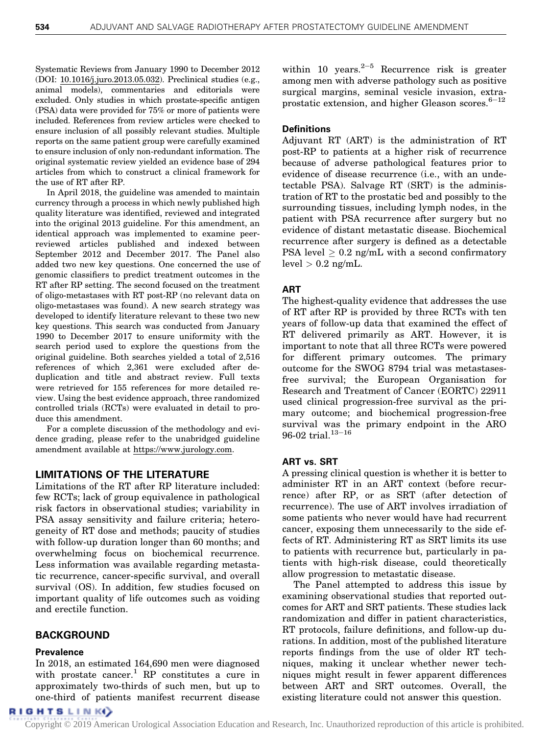Systematic Reviews from January 1990 to December 2012 (DOI: 10.1016/j.juro.2013.05.032). Preclinical studies (e.g., animal models), commentaries and editorials were excluded. Only studies in which prostate-specific antigen (PSA) data were provided for 75% or more of patients were included. References from review articles were checked to ensure inclusion of all possibly relevant studies. Multiple reports on the same patient group were carefully examined to ensure inclusion of only non-redundant information. The original systematic review yielded an evidence base of 294 articles from which to construct a clinical framework for the use of RT after RP.

In April 2018, the guideline was amended to maintain currency through a process in which newly published high quality literature was identified, reviewed and integrated into the original 2013 guideline. For this amendment, an identical approach was implemented to examine peer-reviewed articles published and indexed between September 2012 and December 2017. The Panel also added two new key questions. One concerned the use of genomic classifiers to predict treatment outcomes in the RT after RP setting. The second focused on the treatment of oligo-metastases with RT post-RP (no relevant data on oligo-metastases was found). A new search strategy was developed to identify literature relevant to these two new key questions. This search was conducted from January 1990 to December 2017 to ensure uniformity with the search period used to explore the questions from the original guideline. Both searches yielded a total of 2,516 references of which 2,361 were excluded after de-duplication and title and abstract review. Full texts were retrieved for 155 references for more detailed review. Using the best evidence approach, three randomized controlled trials (RCTs) were evaluated in detail to produce this amendment.

For a complete discussion of the methodology and evidence grading, please refer to the unabridged guideline amendment available at https://www.jurology.com.

## LIMITATIONS OF THE LITERATURE

Limitations of the RT after RP literature included: few RCTs; lack of group equivalence in pathological risk factors in observational studies; variability in PSA assay sensitivity and failure criteria; heterogeneity of RT dose and methods; paucity of studies with follow-up duration longer than 60 months; and overwhelming focus on biochemical recurrence. Less information was available regarding metastatic recurrence, cancer-specific survival, and overall survival (OS). In addition, few studies focused on important quality of life outcomes such as voiding and erectile function.

## BACKGROUND

### Prevalence

In 2018, an estimated 164,690 men were diagnosed with prostate cancer.[1] RP constitutes a cure in approximately two-thirds of such men, but up to one-third of patients manifest recurrent disease within 10 years.[2–5] Recurrence risk is greater among men with adverse pathology such as positive surgical margins, seminal vesicle invasion, extraprostatic extension, and higher Gleason scores.[6–12]

### Definitions

Adjuvant RT (ART) is the administration of RT post-RP to patients at a higher risk of recurrence because of adverse pathological features prior to evidence of disease recurrence (i.e., with an undetectable PSA). Salvage RT (SRT) is the administration of RT to the prostatic bed and possibly to the surrounding tissues, including lymph nodes, in the patient with PSA recurrence after surgery but no evidence of distant metastatic disease. Biochemical recurrence after surgery is defined as a detectable PSA level $\geq 0.2$ ng/mL with a second confirmatory level $> 0.2$ ng/mL.

### ART

The highest-quality evidence that addresses the use of RT after RP is provided by three RCTs with ten years of follow-up data that examined the effect of RT delivered primarily as ART. However, it is important to note that all three RCTs were powered for different primary outcomes. The primary outcome for the SWOG 8794 trial was metastases-free survival; the European Organisation for Research and Treatment of Cancer (EORTC) 22911 used clinical progression-free survival as the primary outcome; and biochemical progression-free survival was the primary endpoint in the ARO 96-02 trial.[13–16]

### ART vs. SRT

A pressing clinical question is whether it is better to administer RT in an ART context (before recurrence) after RP, or as SRT (after detection of recurrence). The use of ART involves irradiation of some patients who never would have had recurrent cancer, exposing them unnecessarily to the side effects of RT. Administering RT as SRT limits its use to patients with recurrence but, particularly in patients with high-risk disease, could theoretically allow progression to metastatic disease.

The Panel attempted to address this issue by examining observational studies that reported outcomes for ART and SRT patients. These studies lack randomization and differ in patient characteristics, RT protocols, failure definitions, and follow-up durations. In addition, most of the published literature reports findings from the use of older RT techniques, making it unclear whether newer techniques might result in fewer apparent differences between ART and SRT outcomes. Overall, the existing literature could not answer this question.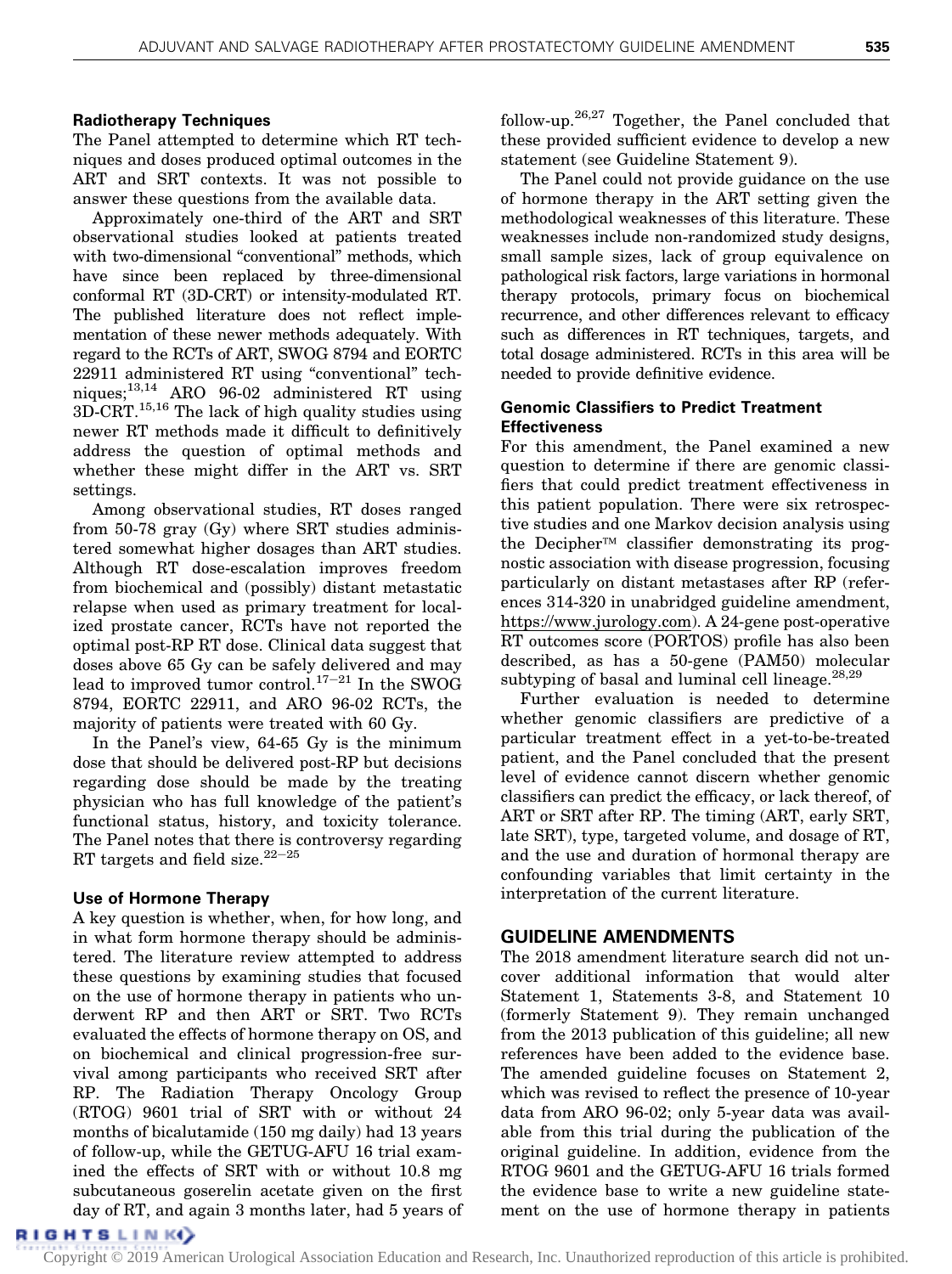### Radiotherapy Techniques

The Panel attempted to determine which RT techniques and doses produced optimal outcomes in the ART and SRT contexts. It was not possible to answer these questions from the available data.

Approximately one-third of the ART and SRT observational studies looked at patients treated with two-dimensional "conventional" methods, which have since been replaced by three-dimensional conformal RT (3D-CRT) or intensity-modulated RT. The published literature does not reflect implementation of these newer methods adequately. With regard to the RCTs of ART, SWOG 8794 and EORTC 22911 administered RT using "conventional" techniques;[13,14] ARO 96-02 administered RT using 3D-CRT.[15,16] The lack of high quality studies using newer RT methods made it difficult to definitively address the question of optimal methods and whether these might differ in the ART vs. SRT settings.

Among observational studies, RT doses ranged from 50-78 gray (Gy) where SRT studies administered somewhat higher dosages than ART studies. Although RT dose-escalation improves freedom from biochemical and (possibly) distant metastatic relapse when used as primary treatment for localized prostate cancer, RCTs have not reported the optimal post-RP RT dose. Clinical data suggest that doses above 65 Gy can be safely delivered and may lead to improved tumor control.[17–21] In the SWOG 8794, EORTC 22911, and ARO 96-02 RCTs, the majority of patients were treated with 60 Gy.

In the Panel's view, 64-65 Gy is the minimum dose that should be delivered post-RP but decisions regarding dose should be made by the treating physician who has full knowledge of the patient's functional status, history, and toxicity tolerance. The Panel notes that there is controversy regarding RT targets and field size.[22–25]

### Use of Hormone Therapy

A key question is whether, when, for how long, and in what form hormone therapy should be administered. The literature review attempted to address these questions by examining studies that focused on the use of hormone therapy in patients who underwent RP and then ART or SRT. Two RCTs evaluated the effects of hormone therapy on OS, and on biochemical and clinical progression-free survival among participants who received SRT after RP. The Radiation Therapy Oncology Group (RTOG) 9601 trial of SRT with or without 24 months of bicalutamide (150 mg daily) had 13 years of follow-up, while the GETUG-AFU 16 trial examined the effects of SRT with or without 10.8 mg subcutaneous goserelin acetate given on the first day of RT, and again 3 months later, had 5 years of follow-up.[26,27] Together, the Panel concluded that these provided sufficient evidence to develop a new statement (see Guideline Statement 9).

The Panel could not provide guidance on the use of hormone therapy in the ART setting given the methodological weaknesses of this literature. These weaknesses include non-randomized study designs, small sample sizes, lack of group equivalence on pathological risk factors, large variations in hormonal therapy protocols, primary focus on biochemical recurrence, and other differences relevant to efficacy such as differences in RT techniques, targets, and total dosage administered. RCTs in this area will be needed to provide definitive evidence.

### Genomic Classifiers to Predict Treatment Effectiveness

For this amendment, the Panel examined a new question to determine if there are genomic classifiers that could predict treatment effectiveness in this patient population. There were six retrospective studies and one Markov decision analysis using the Decipher™ classifier demonstrating its prognostic association with disease progression, focusing particularly on distant metastases after RP (references 314-320 in unabridged guideline amendment, https://www.jurology.com). A 24-gene post-operative RT outcomes score (PORTOS) profile has also been described, as has a 50-gene (PAM50) molecular subtyping of basal and luminal cell lineage.[28,29]

Further evaluation is needed to determine whether genomic classifiers are predictive of a particular treatment effect in a yet-to-be-treated patient, and the Panel concluded that the present level of evidence cannot discern whether genomic classifiers can predict the efficacy, or lack thereof, of ART or SRT after RP. The timing (ART, early SRT, late SRT), type, targeted volume, and dosage of RT, and the use and duration of hormonal therapy are confounding variables that limit certainty in the interpretation of the current literature.

## GUIDELINE AMENDMENTS

The 2018 amendment literature search did not uncover additional information that would alter Statement 1, Statements 3-8, and Statement 10 (formerly Statement 9). They remain unchanged from the 2013 publication of this guideline; all new references have been added to the evidence base. The amended guideline focuses on Statement 2, which was revised to reflect the presence of 10-year data from ARO 96-02; only 5-year data was available from this trial during the publication of the original guideline. In addition, evidence from the RTOG 9601 and the GETUG-AFU 16 trials formed the evidence base to write a new guideline statement on the use of hormone therapy in patients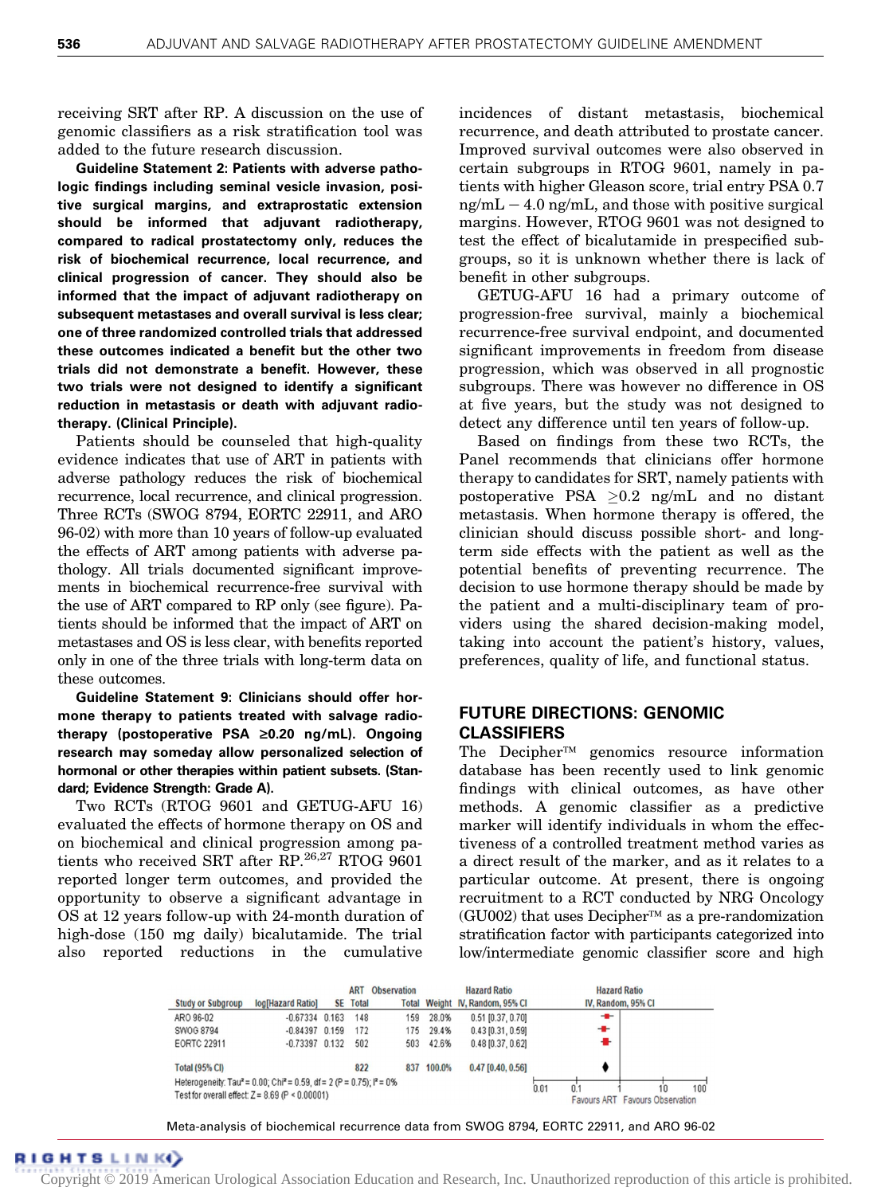receiving SRT after RP. A discussion on the use of genomic classifiers as a risk stratification tool was added to the future research discussion.

**Guideline Statement 2: Patients with adverse pathologic findings including seminal vesicle invasion, positive surgical margins, and extraprostatic extension should be informed that adjuvant radiotherapy, compared to radical prostatectomy only, reduces the risk of biochemical recurrence, local recurrence, and clinical progression of cancer. They should also be informed that the impact of adjuvant radiotherapy on subsequent metastases and overall survival is less clear; one of three randomized controlled trials that addressed these outcomes indicated a benefit but the other two trials did not demonstrate a benefit. However, these two trials were not designed to identify a significant reduction in metastasis or death with adjuvant radiotherapy. (Clinical Principle).**

Patients should be counseled that high-quality evidence indicates that use of ART in patients with adverse pathology reduces the risk of biochemical recurrence, local recurrence, and clinical progression. Three RCTs (SWOG 8794, EORTC 22911, and ARO 96-02) with more than 10 years of follow-up evaluated the effects of ART among patients with adverse pathology. All trials documented significant improvements in biochemical recurrence-free survival with the use of ART compared to RP only (see figure). Patients should be informed that the impact of ART on metastases and OS is less clear, with benefits reported only in one of the three trials with long-term data on these outcomes.

**Guideline Statement 9: Clinicians should offer hormone therapy to patients treated with salvage radiotherapy (postoperative PSA ≥0.20 ng/mL). Ongoing research may someday allow personalized selection of hormonal or other therapies within patient subsets. (Standard; Evidence Strength: Grade A).**

Two RCTs (RTOG 9601 and GETUG-AFU 16) evaluated the effects of hormone therapy on OS and on biochemical and clinical progression among patients who received SRT after RP.[26,27] RTOG 9601 reported longer term outcomes, and provided the opportunity to observe a significant advantage in OS at 12 years follow-up with 24-month duration of high-dose (150 mg daily) bicalutamide. The trial also reported reductions in the cumulative incidences of distant metastasis, biochemical recurrence, and death attributed to prostate cancer. Improved survival outcomes were also observed in certain subgroups in RTOG 9601, namely in patients with higher Gleason score, trial entry PSA 0.7 ng/mL − 4.0 ng/mL, and those with positive surgical margins. However, RTOG 9601 was not designed to test the effect of bicalutamide in prespecified subgroups, so it is unknown whether there is lack of benefit in other subgroups.

GETUG-AFU 16 had a primary outcome of progression-free survival, mainly a biochemical recurrence-free survival endpoint, and documented significant improvements in freedom from disease progression, which was observed in all prognostic subgroups. There was however no difference in OS at five years, but the study was not designed to detect any difference until ten years of follow-up.

Based on findings from these two RCTs, the Panel recommends that clinicians offer hormone therapy to candidates for SRT, namely patients with postoperative PSA ≥0.2 ng/mL and no distant metastasis. When hormone therapy is offered, the clinician should discuss possible short- and long-term side effects with the patient as well as the potential benefits of preventing recurrence. The decision to use hormone therapy should be made by the patient and a multi-disciplinary team of providers using the shared decision-making model, taking into account the patient's history, values, preferences, quality of life, and functional status.

## FUTURE DIRECTIONS: GENOMIC CLASSIFIERS

The Decipher™ genomics resource information database has been recently used to link genomic findings with clinical outcomes, as have other methods. A genomic classifier as a predictive marker will identify individuals in whom the effectiveness of a controlled treatment method varies as a direct result of the marker, and as it relates to a particular outcome. At present, there is ongoing recruitment to a RCT conducted by NRG Oncology (GU002) that uses Decipher™ as a pre-randomization stratification factor with participants categorized into low/intermediate genomic classifier score and high

| Study or Subgroup | log[Hazard Ratio] | SE | ART Total | Observation Total | Weight | Hazard Ratio IV, Random, 95% CI |
|---|---|---|---|---|---|---|
| ARO 96-02 | -0.67334 | 0.163 | 148 | 159 | 28.0% | 0.51 [0.37, 0.70] |
| SWOG 8794 | -0.84397 | 0.159 | 172 | 175 | 29.4% | 0.43 [0.31, 0.59] |
| EORTC 22911 | -0.73397 | 0.132 | 502 | 503 | 42.6% | 0.48 [0.37, 0.62] |
| Total (95% CI) | | | 822 | 837 | 100.0% | 0.47 [0.40, 0.56] |

Heterogeneity: $Tau^2 = 0.00$; $Chi^2 = 0.59$, $df = 2$ ($P = 0.75$); $I^2 = 0\%$
Test for overall effect: $Z = 8.69$ ($P < 0.00001$)

Hazard Ratio IV, Random, 95% CI — 0.01, 0.1, 1, 10, 100 — Favours ART / Favours Observation

Meta-analysis of biochemical recurrence data from SWOG 8794, EORTC 22911, and ARO 96-02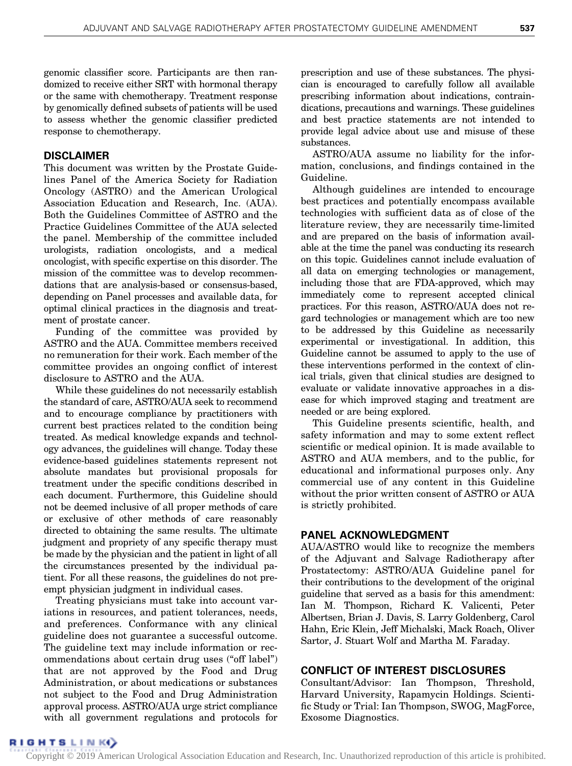genomic classifier score. Participants are then randomized to receive either SRT with hormonal therapy or the same with chemotherapy. Treatment response by genomically defined subsets of patients will be used to assess whether the genomic classifier predicted response to chemotherapy.

## DISCLAIMER

This document was written by the Prostate Guidelines Panel of the America Society for Radiation Oncology (ASTRO) and the American Urological Association Education and Research, Inc. (AUA). Both the Guidelines Committee of ASTRO and the Practice Guidelines Committee of the AUA selected the panel. Membership of the committee included urologists, radiation oncologists, and a medical oncologist, with specific expertise on this disorder. The mission of the committee was to develop recommendations that are analysis-based or consensus-based, depending on Panel processes and available data, for optimal clinical practices in the diagnosis and treatment of prostate cancer.

Funding of the committee was provided by ASTRO and the AUA. Committee members received no remuneration for their work. Each member of the committee provides an ongoing conflict of interest disclosure to ASTRO and the AUA.

While these guidelines do not necessarily establish the standard of care, ASTRO/AUA seek to recommend and to encourage compliance by practitioners with current best practices related to the condition being treated. As medical knowledge expands and technology advances, the guidelines will change. Today these evidence-based guidelines statements represent not absolute mandates but provisional proposals for treatment under the specific conditions described in each document. Furthermore, this Guideline should not be deemed inclusive of all proper methods of care or exclusive of other methods of care reasonably directed to obtaining the same results. The ultimate judgment and propriety of any specific therapy must be made by the physician and the patient in light of all the circumstances presented by the individual patient. For all these reasons, the guidelines do not preempt physician judgment in individual cases.

Treating physicians must take into account variations in resources, and patient tolerances, needs, and preferences. Conformance with any clinical guideline does not guarantee a successful outcome. The guideline text may include information or recommendations about certain drug uses ("off label") that are not approved by the Food and Drug Administration, or about medications or substances not subject to the Food and Drug Administration approval process. ASTRO/AUA urge strict compliance with all government regulations and protocols for prescription and use of these substances. The physician is encouraged to carefully follow all available prescribing information about indications, contraindications, precautions and warnings. These guidelines and best practice statements are not intended to provide legal advice about use and misuse of these substances.

ASTRO/AUA assume no liability for the information, conclusions, and findings contained in the Guideline.

Although guidelines are intended to encourage best practices and potentially encompass available technologies with sufficient data as of close of the literature review, they are necessarily time-limited and are prepared on the basis of information available at the time the panel was conducting its research on this topic. Guidelines cannot include evaluation of all data on emerging technologies or management, including those that are FDA-approved, which may immediately come to represent accepted clinical practices. For this reason, ASTRO/AUA does not regard technologies or management which are too new to be addressed by this Guideline as necessarily experimental or investigational. In addition, this Guideline cannot be assumed to apply to the use of these interventions performed in the context of clinical trials, given that clinical studies are designed to evaluate or validate innovative approaches in a disease for which improved staging and treatment are needed or are being explored.

This Guideline presents scientific, health, and safety information and may to some extent reflect scientific or medical opinion. It is made available to ASTRO and AUA members, and to the public, for educational and informational purposes only. Any commercial use of any content in this Guideline without the prior written consent of ASTRO or AUA is strictly prohibited.

## PANEL ACKNOWLEDGMENT

AUA/ASTRO would like to recognize the members of the Adjuvant and Salvage Radiotherapy after Prostatectomy: ASTRO/AUA Guideline panel for their contributions to the development of the original guideline that served as a basis for this amendment: Ian M. Thompson, Richard K. Valicenti, Peter Albertsen, Brian J. Davis, S. Larry Goldenberg, Carol Hahn, Eric Klein, Jeff Michalski, Mack Roach, Oliver Sartor, J. Stuart Wolf and Martha M. Faraday.

## CONFLICT OF INTEREST DISCLOSURES

Consultant/Advisor: Ian Thompson, Threshold, Harvard University, Rapamycin Holdings. Scientific Study or Trial: Ian Thompson, SWOG, MagForce, Exosome Diagnostics.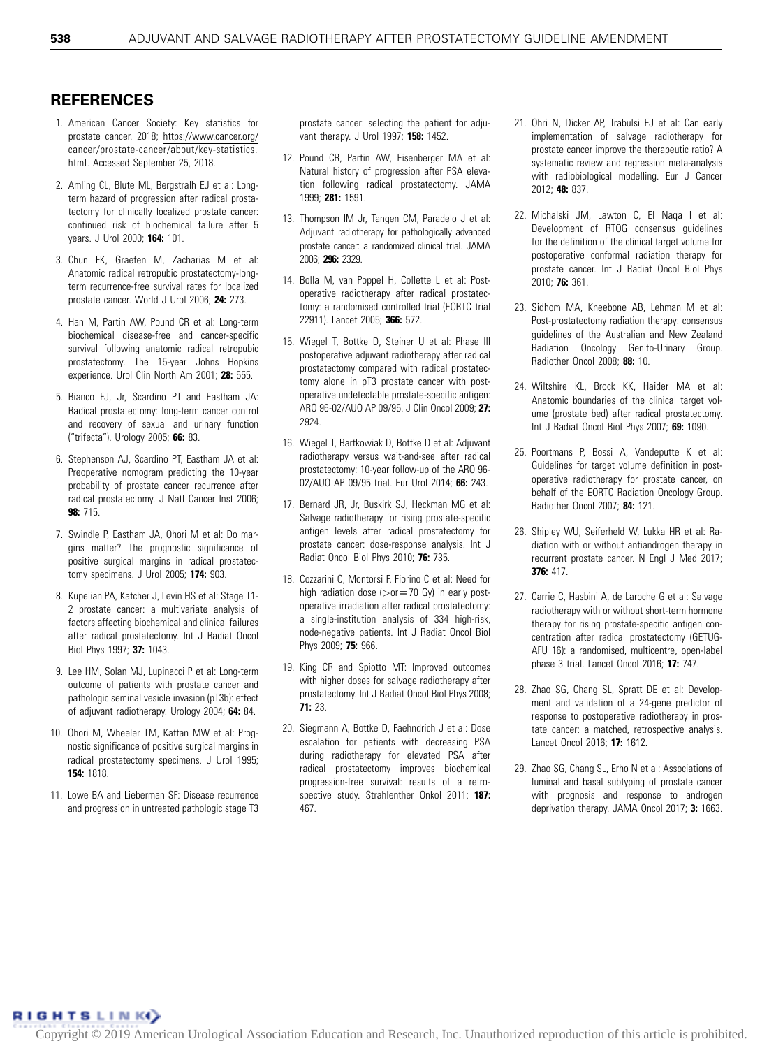## REFERENCES

1. American Cancer Society: Key statistics for prostate cancer. 2018; https://www.cancer.org/cancer/prostate-cancer/about/key-statistics.html. Accessed September 25, 2018.
2. Amling CL, Blute ML, Bergstralh EJ et al: Long-term hazard of progression after radical prostatectomy for clinically localized prostate cancer: continued risk of biochemical failure after 5 years. J Urol 2000; **164:** 101.
3. Chun FK, Graefen M, Zacharias M et al: Anatomic radical retropubic prostatectomy-long-term recurrence-free survival rates for localized prostate cancer. World J Urol 2006; **24:** 273.
4. Han M, Partin AW, Pound CR et al: Long-term biochemical disease-free and cancer-specific survival following anatomic radical retropubic prostatectomy. The 15-year Johns Hopkins experience. Urol Clin North Am 2001; **28:** 555.
5. Bianco FJ, Jr, Scardino PT and Eastham JA: Radical prostatectomy: long-term cancer control and recovery of sexual and urinary function ("trifecta"). Urology 2005; **66:** 83.
6. Stephenson AJ, Scardino PT, Eastham JA et al: Preoperative nomogram predicting the 10-year probability of prostate cancer recurrence after radical prostatectomy. J Natl Cancer Inst 2006; **98:** 715.
7. Swindle P, Eastham JA, Ohori M et al: Do margins matter? The prognostic significance of positive surgical margins in radical prostatectomy specimens. J Urol 2005; **174:** 903.
8. Kupelian PA, Katcher J, Levin HS et al: Stage T1-2 prostate cancer: a multivariate analysis of factors affecting biochemical and clinical failures after radical prostatectomy. Int J Radiat Oncol Biol Phys 1997; **37:** 1043.
9. Lee HM, Solan MJ, Lupinacci P et al: Long-term outcome of patients with prostate cancer and pathologic seminal vesicle invasion (pT3b): effect of adjuvant radiotherapy. Urology 2004; **64:** 84.
10. Ohori M, Wheeler TM, Kattan MW et al: Prognostic significance of positive surgical margins in radical prostatectomy specimens. J Urol 1995; **154:** 1818.
11. Lowe BA and Lieberman SF: Disease recurrence and progression in untreated pathologic stage T3 prostate cancer: selecting the patient for adjuvant therapy. J Urol 1997; **158:** 1452.
12. Pound CR, Partin AW, Eisenberger MA et al: Natural history of progression after PSA elevation following radical prostatectomy. JAMA 1999; **281:** 1591.
13. Thompson IM Jr, Tangen CM, Paradelo J et al: Adjuvant radiotherapy for pathologically advanced prostate cancer: a randomized clinical trial. JAMA 2006; **296:** 2329.
14. Bolla M, van Poppel H, Collette L et al: Postoperative radiotherapy after radical prostatectomy: a randomised controlled trial (EORTC trial 22911). Lancet 2005; **366:** 572.
15. Wiegel T, Bottke D, Steiner U et al: Phase III postoperative adjuvant radiotherapy after radical prostatectomy compared with radical prostatectomy alone in pT3 prostate cancer with postoperative undetectable prostate-specific antigen: ARO 96-02/AUO AP 09/95. J Clin Oncol 2009; **27:** 2924.
16. Wiegel T, Bartkowiak D, Bottke D et al: Adjuvant radiotherapy versus wait-and-see after radical prostatectomy: 10-year follow-up of the ARO 96-02/AUO AP 09/95 trial. Eur Urol 2014; **66:** 243.
17. Bernard JR, Jr, Buskirk SJ, Heckman MG et al: Salvage radiotherapy for rising prostate-specific antigen levels after radical prostatectomy for prostate cancer: dose-response analysis. Int J Radiat Oncol Biol Phys 2010; **76:** 735.
18. Cozzarini C, Montorsi F, Fiorino C et al: Need for high radiation dose (>or=70 Gy) in early postoperative irradiation after radical prostatectomy: a single-institution analysis of 334 high-risk, node-negative patients. Int J Radiat Oncol Biol Phys 2009; **75:** 966.
19. King CR and Spiotto MT: Improved outcomes with higher doses for salvage radiotherapy after prostatectomy. Int J Radiat Oncol Biol Phys 2008; **71:** 23.
20. Siegmann A, Bottke D, Faehndrich J et al: Dose escalation for patients with decreasing PSA during radiotherapy for elevated PSA after radical prostatectomy improves biochemical progression-free survival: results of a retrospective study. Strahlenther Onkol 2011; **187:** 467.
21. Ohri N, Dicker AP, Trabulsi EJ et al: Can early implementation of salvage radiotherapy for prostate cancer improve the therapeutic ratio? A systematic review and regression meta-analysis with radiobiological modelling. Eur J Cancer 2012; **48:** 837.
22. Michalski JM, Lawton C, El Naqa I et al: Development of RTOG consensus guidelines for the definition of the clinical target volume for postoperative conformal radiation therapy for prostate cancer. Int J Radiat Oncol Biol Phys 2010; **76:** 361.
23. Sidhom MA, Kneebone AB, Lehman M et al: Post-prostatectomy radiation therapy: consensus guidelines of the Australian and New Zealand Radiation Oncology Genito-Urinary Group. Radiother Oncol 2008; **88:** 10.
24. Wiltshire KL, Brock KK, Haider MA et al: Anatomic boundaries of the clinical target volume (prostate bed) after radical prostatectomy. Int J Radiat Oncol Biol Phys 2007; **69:** 1090.
25. Poortmans P, Bossi A, Vandeputte K et al: Guidelines for target volume definition in post-operative radiotherapy for prostate cancer, on behalf of the EORTC Radiation Oncology Group. Radiother Oncol 2007; **84:** 121.
26. Shipley WU, Seiferheld W, Lukka HR et al: Radiation with or without antiandrogen therapy in recurrent prostate cancer. N Engl J Med 2017; **376:** 417.
27. Carrie C, Hasbini A, de Laroche G et al: Salvage radiotherapy with or without short-term hormone therapy for rising prostate-specific antigen concentration after radical prostatectomy (GETUG-AFU 16): a randomised, multicentre, open-label phase 3 trial. Lancet Oncol 2016; **17:** 747.
28. Zhao SG, Chang SL, Spratt DE et al: Development and validation of a 24-gene predictor of response to postoperative radiotherapy in prostate cancer: a matched, retrospective analysis. Lancet Oncol 2016; **17:** 1612.
29. Zhao SG, Chang SL, Erho N et al: Associations of luminal and basal subtyping of prostate cancer with prognosis and response to androgen deprivation therapy. JAMA Oncol 2017; **3:** 1663.

Copyright © 2019 American Urological Association Education and Research, Inc. Unauthorized reproduction of this article is prohibited.